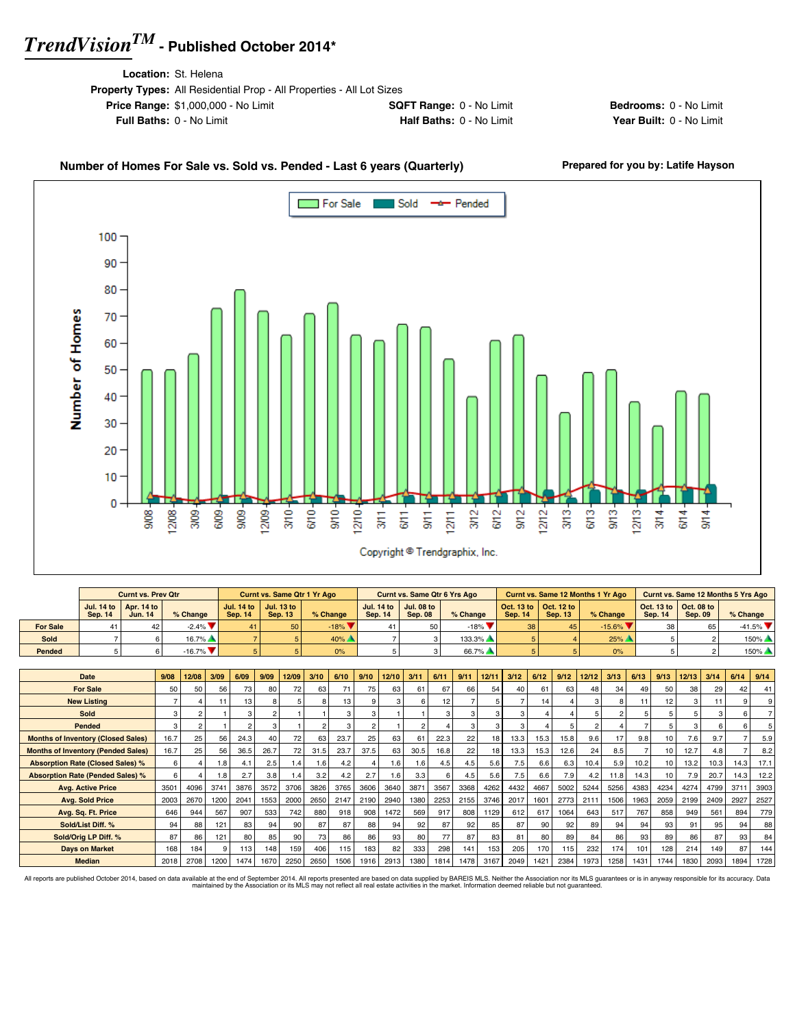# *TrendVision*™ - Published October 2014*

**Location:** St. Helena

**Property Types:** All Residential Prop - All Properties - All Lot Sizes

**Price Range:** $1,000,000 - No Limit  **SQFT Range:** 0 - No Limit  **Bedrooms:** 0 - No Limit

**Full Baths:** 0 - No Limit  **Half Baths:** 0 - No Limit  **Year Built:** 0 - No Limit

**Number of Homes For Sale vs. Sold vs. Pended - Last 6 years (Quarterly)**

**Prepared for you by: Latife Hayson**

Copyright © Trendgraphix, Inc.

| | Curnt vs. Prev Qtr | | | Curnt vs. Same Qtr 1 Yr Ago | | | Curnt vs. Same Qtr 6 Yrs Ago | | | Curnt vs. Same 12 Months 1 Yr Ago | | | Curnt vs. Same 12 Months 5 Yrs Ago | | |
|---|---|---|---|---|---|---|---|---|---|---|---|---|---|---|---|
| | Jul. 14 to Sep. 14 | Apr. 14 to Jun. 14 | % Change | Jul. 14 to Sep. 14 | Jul. 13 to Sep. 13 | % Change | Jul. 14 to Sep. 14 | Jul. 08 to Sep. 08 | % Change | Oct. 13 to Sep. 14 | Oct. 12 to Sep. 13 | % Change | Oct. 13 to Sep. 14 | Oct. 08 to Sep. 09 | % Change |
| For Sale | 41 | 42 | -2.4% | 41 | 50 | -18% | 41 | 50 | -18% | 38 | 45 | -15.6% | 38 | 65 | -41.5% |
| Sold | 7 | 6 | 16.7% | 7 | 5 | 40% | 7 | 3 | 133.3% | 5 | 4 | 25% | 5 | 2 | 150% |
| Pended | 5 | 6 | -16.7% | 5 | 5 | 0% | 5 | 3 | 66.7% | 5 | 5 | 0% | 5 | 2 | 150% |

| Date | 9/08 | 12/08 | 3/09 | 6/09 | 9/09 | 12/09 | 3/10 | 6/10 | 9/10 | 12/10 | 3/11 | 6/11 | 9/11 | 12/11 | 3/12 | 6/12 | 9/12 | 12/12 | 3/13 | 6/13 | 9/13 | 12/13 | 3/14 | 6/14 | 9/14 |
|---|---|---|---|---|---|---|---|---|---|---|---|---|---|---|---|---|---|---|---|---|---|---|---|---|---|
| For Sale | 50 | 50 | 56 | 73 | 80 | 72 | 63 | 71 | 75 | 63 | 61 | 67 | 66 | 54 | 40 | 61 | 63 | 48 | 34 | 49 | 50 | 38 | 29 | 42 | 41 |
| New Listing | 7 | 4 | 11 | 13 | 8 | 5 | 8 | 13 | 9 | 3 | 6 | 12 | 7 | 5 | 7 | 14 | 4 | 3 | 8 | 11 | 12 | 3 | 11 | 9 | 9 |
| Sold | 3 | 2 | 1 | 3 | 2 | 1 | 1 | 3 | 3 | 1 | 1 | 3 | 3 | 3 | 3 | 4 | 4 | 5 | 2 | 5 | 5 | 5 | 3 | 6 | 7 |
| Pended | 3 | 2 | 1 | 2 | 3 | 1 | 2 | 3 | 2 | 1 | 2 | 4 | 3 | 3 | 3 | 4 | 5 | 2 | 4 | 7 | 5 | 3 | 6 | 6 | 5 |
| Months of Inventory (Closed Sales) | 16.7 | 25 | 56 | 24.3 | 40 | 72 | 63 | 23.7 | 25 | 63 | 61 | 22.3 | 22 | 18 | 13.3 | 15.3 | 15.8 | 9.6 | 17 | 9.8 | 10 | 7.6 | 9.7 | 7 | 5.9 |
| Months of Inventory (Pended Sales) | 16.7 | 25 | 56 | 36.5 | 26.7 | 72 | 31.5 | 23.7 | 37.5 | 63 | 30.5 | 16.8 | 22 | 18 | 13.3 | 15.3 | 12.6 | 24 | 8.5 | 7 | 10 | 12.7 | 4.8 | 7 | 8.2 |
| Absorption Rate (Closed Sales) % | 6 | 4 | 1.8 | 4.1 | 2.5 | 1.4 | 1.6 | 4.2 | 4 | 1.6 | 1.6 | 4.5 | 4.5 | 5.6 | 7.5 | 6.6 | 6.3 | 10.4 | 5.9 | 10.2 | 10 | 13.2 | 10.3 | 14.3 | 17.1 |
| Absorption Rate (Pended Sales) % | 6 | 4 | 1.8 | 2.7 | 3.8 | 1.4 | 3.2 | 4.2 | 2.7 | 1.6 | 3.3 | 6 | 4.5 | 5.6 | 7.5 | 6.6 | 7.9 | 4.2 | 11.8 | 14.3 | 10 | 7.9 | 20.7 | 14.3 | 12.2 |
| Avg. Active Price | 3501 | 4096 | 3741 | 3876 | 3572 | 3706 | 3826 | 3765 | 3606 | 3640 | 3871 | 3567 | 3368 | 4262 | 4432 | 4667 | 5002 | 5244 | 5256 | 4383 | 4234 | 4274 | 4799 | 3711 | 3903 |
| Avg. Sold Price | 2003 | 2670 | 1200 | 2041 | 1553 | 2000 | 2650 | 2147 | 2190 | 2940 | 1380 | 2253 | 2155 | 3746 | 2017 | 1601 | 2773 | 2111 | 1506 | 1963 | 2059 | 2199 | 2409 | 2927 | 2527 |
| Avg. Sq. Ft. Price | 646 | 944 | 567 | 907 | 533 | 742 | 880 | 918 | 908 | 1472 | 569 | 917 | 808 | 1129 | 612 | 617 | 1064 | 643 | 517 | 767 | 858 | 949 | 561 | 894 | 779 |
| Sold/List Diff. % | 94 | 88 | 121 | 83 | 94 | 90 | 87 | 87 | 88 | 94 | 92 | 87 | 92 | 85 | 87 | 90 | 92 | 89 | 94 | 94 | 93 | 91 | 95 | 94 | 88 |
| Sold/Orig LP Diff. % | 87 | 86 | 121 | 80 | 85 | 90 | 73 | 86 | 86 | 93 | 80 | 77 | 87 | 83 | 81 | 80 | 89 | 84 | 86 | 93 | 89 | 86 | 87 | 93 | 84 |
| Days on Market | 168 | 184 | 9 | 113 | 148 | 159 | 406 | 115 | 183 | 82 | 333 | 298 | 141 | 153 | 205 | 170 | 115 | 232 | 174 | 101 | 128 | 214 | 149 | 87 | 144 |
| Median | 2018 | 2708 | 1200 | 1474 | 1670 | 2250 | 2650 | 1506 | 1916 | 2913 | 1380 | 1814 | 1478 | 3167 | 2049 | 1421 | 2384 | 1973 | 1258 | 1431 | 1744 | 1830 | 2093 | 1894 | 1728 |

All reports are published October 2014, based on data available at the end of September 2014. All reports presented are based on data supplied by BAREIS MLS. Neither the Association nor its MLS guarantees or is in anyway responsible for its accuracy. Data maintained by the Association or its MLS may not reflect all real estate activities in the market. Information deemed reliable but not guaranteed.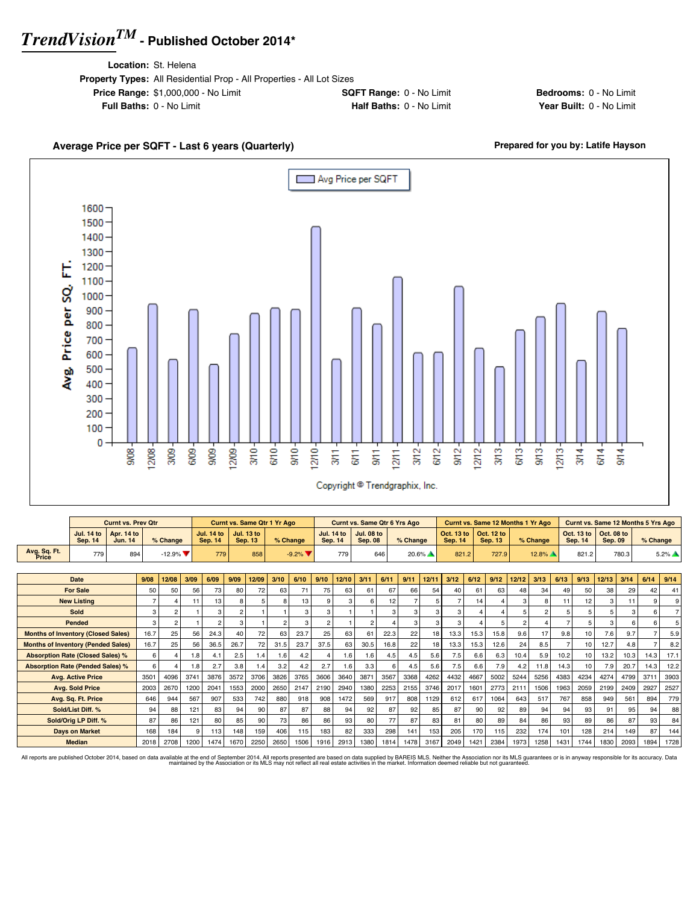# *TrendVision™* - Published October 2014*

**Location:** St. Helena
**Property Types:** All Residential Prop - All Properties - All Lot Sizes
**Price Range:** $1,000,000 - No Limit | **SQFT Range:** 0 - No Limit | **Bedrooms:** 0 - No Limit
**Full Baths:** 0 - No Limit | **Half Baths:** 0 - No Limit | **Year Built:** 0 - No Limit

**Average Price per SQFT - Last 6 years (Quarterly)**

**Prepared for you by: Latife Hayson**

Avg Price per SQFT

Copyright © Trendgraphix, Inc.

| | Curnt vs. Prev Qtr | | | Curnt vs. Same Qtr 1 Yr Ago | | | Curnt vs. Same Qtr 6 Yrs Ago | | | Curnt vs. Same 12 Months 1 Yr Ago | | | Curnt vs. Same 12 Months 5 Yrs Ago | | |
|---|---|---|---|---|---|---|---|---|---|---|---|---|---|---|---|
| | Jul. 14 to Sep. 14 | Apr. 14 to Jun. 14 | % Change | Jul. 14 to Sep. 14 | Jul. 13 to Sep. 13 | % Change | Jul. 14 to Sep. 14 | Jul. 08 to Sep. 08 | % Change | Oct. 13 to Sep. 14 | Oct. 12 to Sep. 13 | % Change | Oct. 13 to Sep. 14 | Oct. 08 to Sep. 09 | % Change |
| Avg. Sq. Ft. Price | 779 | 894 | -12.9% ▼ | 779 | 858 | -9.2% ▼ | 779 | 646 | 20.6% ▲ | 821.2 | 727.9 | 12.8% ▲ | 821.2 | 780.3 | 5.2% ▲ |

| Date | 9/08 | 12/08 | 3/09 | 6/09 | 9/09 | 12/09 | 3/10 | 6/10 | 9/10 | 12/10 | 3/11 | 6/11 | 9/11 | 12/11 | 3/12 | 6/12 | 9/12 | 12/12 | 3/13 | 6/13 | 9/13 | 12/13 | 3/14 | 6/14 | 9/14 |
|---|---|---|---|---|---|---|---|---|---|---|---|---|---|---|---|---|---|---|---|---|---|---|---|---|---|
| For Sale | 50 | 50 | 56 | 73 | 80 | 72 | 63 | 71 | 75 | 63 | 61 | 67 | 66 | 54 | 40 | 61 | 63 | 48 | 34 | 49 | 50 | 38 | 29 | 42 | 41 |
| New Listing | 7 | 4 | 11 | 13 | 8 | 5 | 8 | 13 | 9 | 3 | 6 | 12 | 7 | 5 | 7 | 14 | 4 | 3 | 8 | 11 | 12 | 3 | 11 | 9 | 9 |
| Sold | 3 | 2 | 1 | 3 | 2 | 1 | 1 | 3 | 3 | 1 | 1 | 3 | 3 | 3 | 3 | 4 | 4 | 5 | 2 | 5 | 5 | 5 | 3 | 6 | 7 |
| Pended | 3 | 2 | 1 | 2 | 3 | 1 | 2 | 3 | 2 | 1 | 2 | 4 | 3 | 3 | 3 | 4 | 5 | 2 | 4 | 7 | 5 | 3 | 6 | 6 | 5 |
| Months of Inventory (Closed Sales) | 16.7 | 25 | 56 | 24.3 | 40 | 72 | 63 | 23.7 | 25 | 63 | 61 | 22.3 | 22 | 18 | 13.3 | 15.3 | 15.8 | 9.6 | 17 | 9.8 | 10 | 7.6 | 9.7 | 7 | 5.9 |
| Months of Inventory (Pended Sales) | 16.7 | 25 | 56 | 36.5 | 26.7 | 72 | 31.5 | 23.7 | 37.5 | 63 | 30.5 | 16.8 | 22 | 18 | 13.3 | 15.3 | 12.6 | 24 | 8.5 | 7 | 10 | 12.7 | 4.8 | 7 | 8.2 |
| Absorption Rate (Closed Sales) % | 6 | 4 | 1.8 | 4.1 | 2.5 | 1.4 | 1.6 | 4.2 | 4 | 1.6 | 1.6 | 4.5 | 4.5 | 5.6 | 7.5 | 6.6 | 6.3 | 10.4 | 5.9 | 10.2 | 10 | 13.2 | 10.3 | 14.3 | 17.1 |
| Absorption Rate (Pended Sales) % | 6 | 4 | 1.8 | 2.7 | 3.8 | 1.4 | 3.2 | 4.2 | 2.7 | 1.6 | 3.3 | 6 | 4.5 | 5.6 | 7.5 | 6.6 | 7.9 | 4.2 | 11.8 | 14.3 | 10 | 7.9 | 20.7 | 14.3 | 12.2 |
| Avg. Active Price | 3501 | 4096 | 3741 | 3876 | 3572 | 3706 | 3826 | 3765 | 3606 | 3640 | 3871 | 3567 | 3368 | 4262 | 4432 | 4667 | 5002 | 5244 | 5256 | 4383 | 4234 | 4274 | 4799 | 3711 | 3903 |
| Avg. Sold Price | 2003 | 2670 | 1200 | 2041 | 1553 | 2000 | 2650 | 2147 | 2190 | 2940 | 1380 | 2253 | 2155 | 3746 | 2017 | 1601 | 2773 | 2111 | 1506 | 1963 | 2059 | 2199 | 2409 | 2927 | 2527 |
| Avg. Sq. Ft. Price | 646 | 944 | 567 | 907 | 533 | 742 | 880 | 918 | 908 | 1472 | 569 | 917 | 808 | 1129 | 612 | 617 | 1064 | 643 | 517 | 767 | 858 | 949 | 561 | 894 | 779 |
| Sold/List Diff. % | 94 | 88 | 121 | 83 | 94 | 90 | 87 | 87 | 88 | 94 | 92 | 87 | 92 | 85 | 87 | 90 | 92 | 89 | 94 | 94 | 93 | 91 | 95 | 94 | 88 |
| Sold/Orig LP Diff. % | 87 | 86 | 121 | 80 | 85 | 90 | 73 | 86 | 86 | 93 | 80 | 77 | 87 | 83 | 81 | 80 | 89 | 84 | 86 | 93 | 89 | 86 | 87 | 93 | 84 |
| Days on Market | 168 | 184 | 9 | 113 | 148 | 159 | 406 | 115 | 183 | 82 | 333 | 298 | 141 | 153 | 205 | 170 | 115 | 232 | 174 | 101 | 128 | 214 | 149 | 87 | 144 |
| Median | 2018 | 2708 | 1200 | 1474 | 1670 | 2250 | 2650 | 1506 | 1916 | 2913 | 1380 | 1814 | 1478 | 3167 | 2049 | 1421 | 2384 | 1973 | 1258 | 1431 | 1744 | 1830 | 2093 | 1894 | 1728 |

All reports are published October 2014, based on data available at the end of September 2014. All reports presented are based on data supplied by BAREIS MLS. Neither the Association nor its MLS guarantees or is in anyway responsible for its accuracy. Data maintained by the Association or its MLS may not reflect all real estate activities in the market. Information deemed reliable but not guaranteed.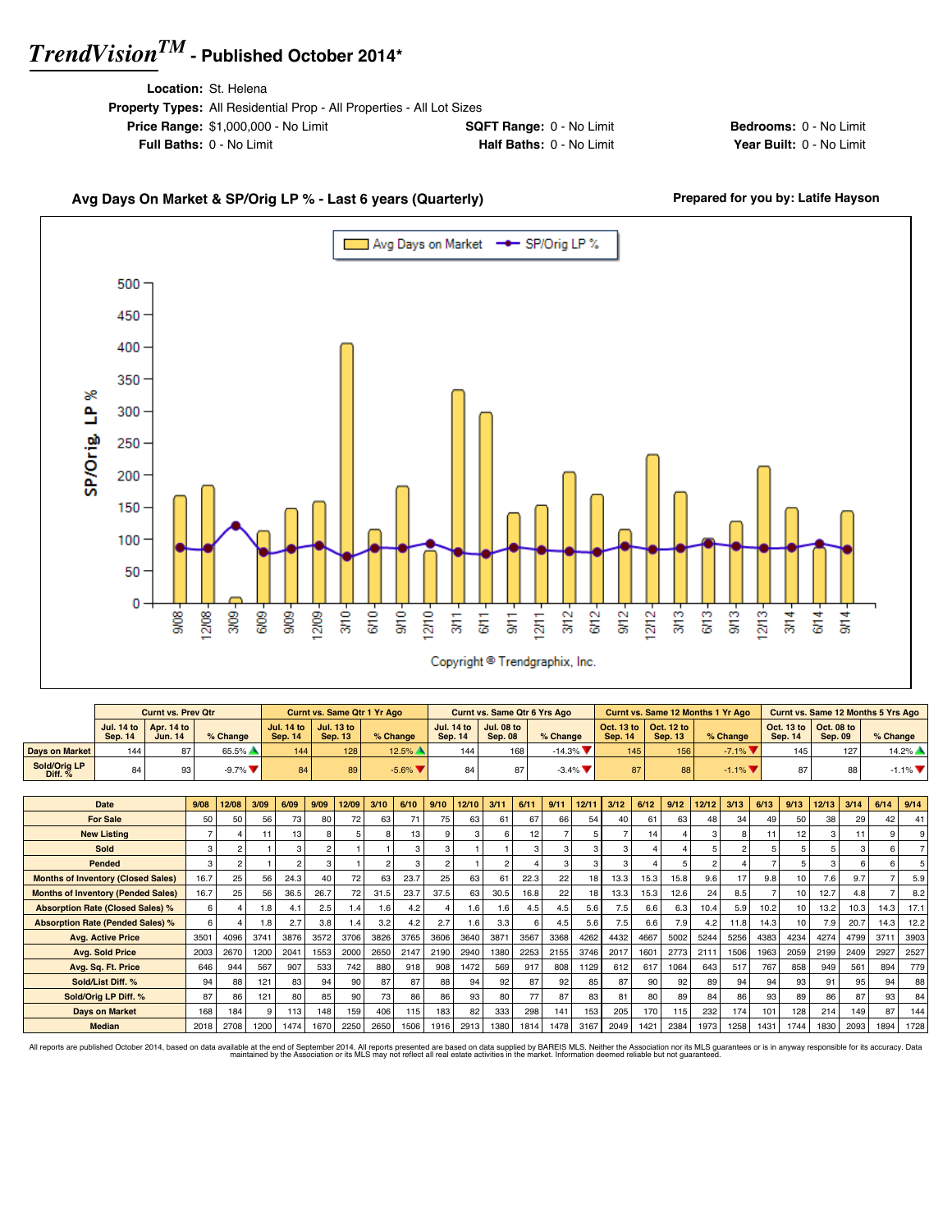# *TrendVision™* - Published October 2014*

**Location:** St. Helena
**Property Types:** All Residential Prop - All Properties - All Lot Sizes
**Price Range:** $1,000,000 - No Limit
**SQFT Range:** 0 - No Limit
**Bedrooms:** 0 - No Limit
**Full Baths:** 0 - No Limit
**Half Baths:** 0 - No Limit
**Year Built:** 0 - No Limit

## Avg Days On Market & SP/Orig LP % - Last 6 years (Quarterly)

**Prepared for you by: Latife Hayson**

Copyright © Trendgraphix, Inc.

| | Curnt vs. Prev Qtr | | | Curnt vs. Same Qtr 1 Yr Ago | | | Curnt vs. Same Qtr 6 Yrs Ago | | | Curnt vs. Same 12 Months 1 Yr Ago | | | Curnt vs. Same 12 Months 5 Yrs Ago | | |
|---|---|---|---|---|---|---|---|---|---|---|---|---|---|---|---|
| | Jul. 14 to Sep. 14 | Apr. 14 to Jun. 14 | % Change | Jul. 14 to Sep. 14 | Jul. 13 to Sep. 13 | % Change | Jul. 14 to Sep. 14 | Jul. 08 to Sep. 08 | % Change | Oct. 13 to Sep. 14 | Oct. 12 to Sep. 13 | % Change | Oct. 13 to Sep. 14 | Oct. 08 to Sep. 09 | % Change |
| Days on Market | 144 | 87 | 65.5% ▲ | 144 | 128 | 12.5% ▲ | 144 | 168 | -14.3% ▼ | 145 | 156 | -7.1% ▼ | 145 | 127 | 14.2% ▲ |
| Sold/Orig LP Diff. % | 84 | 93 | -9.7% ▼ | 84 | 89 | -5.6% ▼ | 84 | 87 | -3.4% ▼ | 87 | 88 | -1.1% ▼ | 87 | 88 | -1.1% ▼ |

| Date | 9/08 | 12/08 | 3/09 | 6/09 | 9/09 | 12/09 | 3/10 | 6/10 | 9/10 | 12/10 | 3/11 | 6/11 | 9/11 | 12/11 | 3/12 | 6/12 | 9/12 | 12/12 | 3/13 | 6/13 | 9/13 | 12/13 | 3/14 | 6/14 | 9/14 |
|---|---|---|---|---|---|---|---|---|---|---|---|---|---|---|---|---|---|---|---|---|---|---|---|---|---|
| For Sale | 50 | 50 | 56 | 73 | 80 | 72 | 63 | 71 | 75 | 63 | 61 | 67 | 66 | 54 | 40 | 61 | 63 | 48 | 34 | 49 | 50 | 38 | 29 | 42 | 41 |
| New Listing | 7 | 4 | 11 | 13 | 8 | 5 | 8 | 13 | 9 | 3 | 6 | 12 | 7 | 5 | 7 | 14 | 4 | 3 | 8 | 11 | 12 | 3 | 11 | 9 | 9 |
| Sold | 3 | 2 | 1 | 3 | 2 | 1 | 1 | 3 | 3 | 1 | 1 | 3 | 3 | 3 | 3 | 4 | 4 | 5 | 2 | 5 | 5 | 5 | 3 | 6 | 7 |
| Pended | 3 | 2 | 1 | 2 | 3 | 1 | 2 | 3 | 2 | 1 | 2 | 4 | 3 | 3 | 3 | 4 | 5 | 2 | 4 | 7 | 5 | 3 | 6 | 6 | 5 |
| Months of Inventory (Closed Sales) | 16.7 | 25 | 56 | 24.3 | 40 | 72 | 63 | 23.7 | 25 | 63 | 61 | 22.3 | 22 | 18 | 13.3 | 15.3 | 15.8 | 9.6 | 17 | 9.8 | 10 | 7.6 | 9.7 | 7 | 5.9 |
| Months of Inventory (Pended Sales) | 16.7 | 25 | 56 | 36.5 | 26.7 | 72 | 31.5 | 23.7 | 37.5 | 63 | 30.5 | 16.8 | 22 | 18 | 13.3 | 15.3 | 12.6 | 24 | 8.5 | 7 | 10 | 12.7 | 4.8 | 7 | 8.2 |
| Absorption Rate (Closed Sales) % | 6 | 4 | 1.8 | 4.1 | 2.5 | 1.4 | 1.6 | 4.2 | 4 | 1.6 | 1.6 | 4.5 | 4.5 | 5.6 | 7.5 | 6.6 | 6.3 | 10.4 | 5.9 | 10.2 | 10 | 13.2 | 10.3 | 14.3 | 17.1 |
| Absorption Rate (Pended Sales) % | 6 | 4 | 1.8 | 2.7 | 3.8 | 1.4 | 3.2 | 4.2 | 2.7 | 1.6 | 3.3 | 6 | 4.5 | 5.6 | 7.5 | 6.6 | 7.9 | 4.2 | 11.8 | 14.3 | 10 | 7.9 | 20.7 | 14.3 | 12.2 |
| Avg. Active Price | 3501 | 4096 | 3741 | 3876 | 3572 | 3706 | 3826 | 3765 | 3606 | 3640 | 3871 | 3567 | 3368 | 4262 | 4432 | 4667 | 5002 | 5244 | 5256 | 4383 | 4234 | 4274 | 4799 | 3711 | 3903 |
| Avg. Sold Price | 2003 | 2670 | 1200 | 2041 | 1553 | 2000 | 2650 | 2147 | 2190 | 2940 | 1380 | 2253 | 2155 | 3746 | 2017 | 1601 | 2773 | 2111 | 1506 | 1963 | 2059 | 2199 | 2409 | 2927 | 2527 |
| Avg. Sq. Ft. Price | 646 | 944 | 567 | 907 | 533 | 742 | 880 | 918 | 908 | 1472 | 569 | 917 | 808 | 1129 | 612 | 617 | 1064 | 643 | 517 | 767 | 858 | 949 | 561 | 894 | 779 |
| Sold/List Diff. % | 94 | 88 | 121 | 83 | 94 | 90 | 87 | 87 | 88 | 94 | 92 | 87 | 92 | 85 | 87 | 90 | 92 | 89 | 94 | 94 | 93 | 91 | 95 | 94 | 88 |
| Sold/Orig LP Diff. % | 87 | 86 | 121 | 80 | 85 | 90 | 73 | 86 | 86 | 93 | 80 | 77 | 87 | 83 | 81 | 80 | 89 | 84 | 86 | 93 | 89 | 86 | 87 | 93 | 84 |
| Days on Market | 168 | 184 | 9 | 113 | 148 | 159 | 406 | 115 | 183 | 82 | 333 | 298 | 141 | 153 | 205 | 170 | 115 | 232 | 174 | 101 | 128 | 214 | 149 | 87 | 144 |
| Median | 2018 | 2708 | 1200 | 1474 | 1670 | 2250 | 2650 | 1506 | 1916 | 2913 | 1380 | 1814 | 1478 | 3167 | 2049 | 1421 | 2384 | 1973 | 1258 | 1431 | 1744 | 1830 | 2093 | 1894 | 1728 |

All reports are published October 2014, based on data available at the end of September 2014. All reports presented are based on data supplied by BAREIS MLS. Neither the Association nor its MLS guarantees or is in anyway responsible for its accuracy. Data maintained by the Association or its MLS may not reflect all real estate activities in the market. Information deemed reliable but not guaranteed.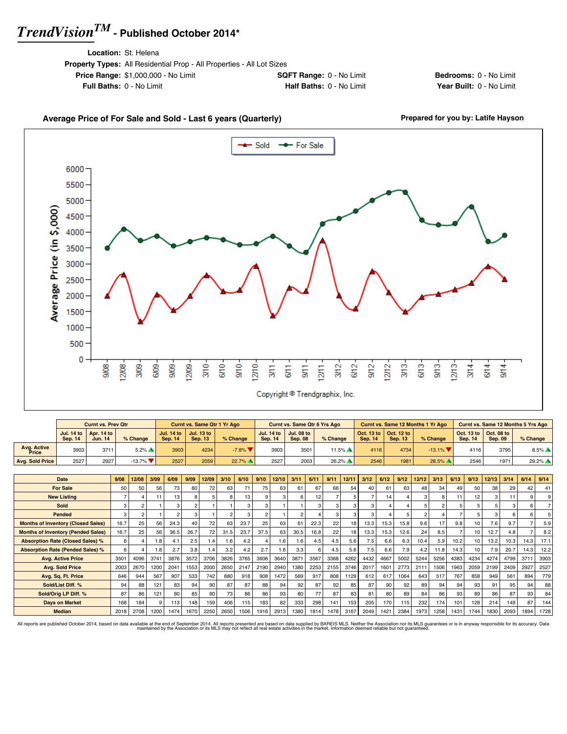# *TrendVision™* - Published October 2014*

**Location:** St. Helena
**Property Types:** All Residential Prop - All Properties - All Lot Sizes
**Price Range:** $1,000,000 - No Limit
**SQFT Range:** 0 - No Limit
**Bedrooms:** 0 - No Limit
**Full Baths:** 0 - No Limit
**Half Baths:** 0 - No Limit
**Year Built:** 0 - No Limit

**Average Price of For Sale and Sold - Last 6 years (Quarterly)**

**Prepared for you by: Latife Hayson**

Copyright © Trendgraphix, Inc.

| | Curnt vs. Prev Qtr | | | Curnt vs. Same Qtr 1 Yr Ago | | | Curnt vs. Same Qtr 6 Yrs Ago | | | Curnt vs. Same 12 Months 1 Yr Ago | | | Curnt vs. Same 12 Months 5 Yrs Ago | | |
|---|---|---|---|---|---|---|---|---|---|---|---|---|---|---|---|
| | Jul. 14 to Sep. 14 | Apr. 14 to Jun. 14 | % Change | Jul. 14 to Sep. 14 | Jul. 13 to Sep. 13 | % Change | Jul. 14 to Sep. 14 | Jul. 08 to Sep. 08 | % Change | Oct. 13 to Sep. 14 | Oct. 12 to Sep. 13 | % Change | Oct. 13 to Sep. 14 | Oct. 08 to Sep. 09 | % Change |
| Avg. Active Price | 3903 | 3711 | 5.2% | 3903 | 4234 | -7.8% | 3903 | 3501 | 11.5% | 4116 | 4734 | -13.1% | 4116 | 3795 | 8.5% |
| Avg. Sold Price | 2527 | 2927 | -13.7% | 2527 | 2059 | 22.7% | 2527 | 2003 | 26.2% | 2546 | 1981 | 28.5% | 2546 | 1971 | 29.2% |

| Date | 9/08 | 12/08 | 3/09 | 6/09 | 9/09 | 12/09 | 3/10 | 6/10 | 9/10 | 12/10 | 3/11 | 6/11 | 9/11 | 12/11 | 3/12 | 6/12 | 9/12 | 12/12 | 3/13 | 6/13 | 9/13 | 12/13 | 3/14 | 6/14 | 9/14 |
|---|---|---|---|---|---|---|---|---|---|---|---|---|---|---|---|---|---|---|---|---|---|---|---|---|---|
| For Sale | 50 | 50 | 56 | 73 | 80 | 72 | 63 | 71 | 75 | 63 | 61 | 67 | 66 | 54 | 40 | 61 | 63 | 48 | 34 | 49 | 50 | 38 | 29 | 42 | 41 |
| New Listing | 7 | 4 | 11 | 13 | 8 | 5 | 8 | 13 | 9 | 3 | 6 | 12 | 7 | 5 | 7 | 14 | 4 | 3 | 8 | 11 | 12 | 3 | 11 | 9 | 9 |
| Sold | 3 | 2 | 1 | 3 | 2 | 1 | 1 | 3 | 3 | 1 | 1 | 3 | 3 | 3 | 3 | 4 | 4 | 5 | 2 | 5 | 5 | 5 | 3 | 6 | 7 |
| Pended | 3 | 2 | 1 | 2 | 3 | 1 | 2 | 3 | 2 | 1 | 2 | 4 | 3 | 3 | 3 | 4 | 5 | 2 | 4 | 7 | 5 | 3 | 6 | 6 | 5 |
| Months of Inventory (Closed Sales) | 16.7 | 25 | 56 | 24.3 | 40 | 72 | 63 | 23.7 | 25 | 63 | 61 | 22.3 | 22 | 18 | 13.3 | 15.3 | 15.8 | 9.6 | 17 | 9.8 | 10 | 7.6 | 9.7 | 7 | 5.9 |
| Months of Inventory (Pended Sales) | 16.7 | 25 | 56 | 36.5 | 26.7 | 72 | 31.5 | 23.7 | 37.5 | 63 | 30.5 | 16.8 | 22 | 18 | 13.3 | 15.3 | 12.6 | 24 | 8.5 | 7 | 10 | 12.7 | 4.8 | 7 | 8.2 |
| Absorption Rate (Closed Sales) % | 6 | 4 | 1.8 | 4.1 | 2.5 | 1.4 | 1.6 | 4.2 | 4 | 1.6 | 1.6 | 4.5 | 4.5 | 5.6 | 7.5 | 6.6 | 6.3 | 10.4 | 5.9 | 10.2 | 10 | 13.2 | 10.3 | 14.3 | 17.1 |
| Absorption Rate (Pended Sales) % | 6 | 4 | 1.8 | 2.7 | 3.8 | 1.4 | 3.2 | 4.2 | 2.7 | 1.6 | 3.3 | 6 | 4.5 | 5.6 | 7.5 | 6.6 | 7.9 | 4.2 | 11.8 | 14.3 | 10 | 7.9 | 20.7 | 14.3 | 12.2 |
| Avg. Active Price | 3501 | 4096 | 3741 | 3876 | 3572 | 3706 | 3826 | 3765 | 3606 | 3640 | 3871 | 3567 | 3368 | 4262 | 4432 | 4667 | 5002 | 5244 | 5256 | 4383 | 4234 | 4274 | 4799 | 3711 | 3903 |
| Avg. Sold Price | 2003 | 2670 | 1200 | 2041 | 1553 | 2000 | 2650 | 2147 | 2190 | 2940 | 1380 | 2253 | 2155 | 3746 | 2017 | 1601 | 2773 | 2111 | 1506 | 1963 | 2059 | 2199 | 2409 | 2927 | 2527 |
| Avg. Sq. Ft. Price | 646 | 944 | 567 | 907 | 533 | 742 | 880 | 918 | 908 | 1472 | 569 | 917 | 808 | 1129 | 612 | 617 | 1064 | 643 | 517 | 767 | 858 | 949 | 561 | 894 | 779 |
| Sold/List Diff. % | 94 | 88 | 121 | 83 | 94 | 90 | 87 | 87 | 88 | 94 | 92 | 87 | 92 | 85 | 87 | 90 | 92 | 89 | 94 | 94 | 93 | 91 | 95 | 94 | 88 |
| Sold/Orig LP Diff. % | 87 | 86 | 121 | 80 | 85 | 90 | 73 | 86 | 86 | 93 | 80 | 77 | 87 | 83 | 81 | 80 | 89 | 84 | 86 | 93 | 89 | 86 | 87 | 93 | 84 |
| Days on Market | 168 | 184 | 9 | 113 | 148 | 159 | 406 | 115 | 183 | 82 | 333 | 298 | 141 | 153 | 205 | 170 | 115 | 232 | 174 | 101 | 128 | 214 | 149 | 87 | 144 |
| Median | 2018 | 2708 | 1200 | 1474 | 1670 | 2250 | 2650 | 1506 | 1916 | 2913 | 1380 | 1814 | 1478 | 3167 | 2049 | 1421 | 2384 | 1973 | 1258 | 1431 | 1744 | 1830 | 2093 | 1894 | 1728 |

All reports are published October 2014, based on data available at the end of September 2014. All reports presented are based on data supplied by BAREIS MLS. Neither the Association nor its MLS guarantees or is in anyway responsible for its accuracy. Data maintained by the Association or its MLS may not reflect all real estate activities in the market. Information deemed reliable but not guaranteed.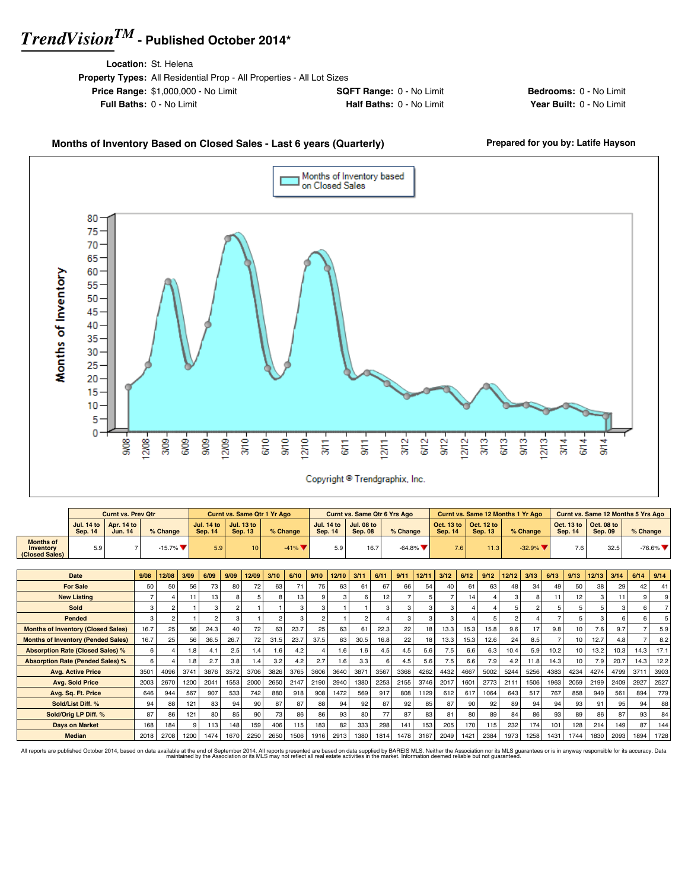# *TrendVision™* - Published October 2014*

**Location:** St. Helena
**Property Types:** All Residential Prop - All Properties - All Lot Sizes
**Price Range:** $1,000,000 - No Limit
**SQFT Range:** 0 - No Limit
**Bedrooms:** 0 - No Limit
**Full Baths:** 0 - No Limit
**Half Baths:** 0 - No Limit
**Year Built:** 0 - No Limit

## Months of Inventory Based on Closed Sales - Last 6 years (Quarterly)

**Prepared for you by: Latife Hayson**

Months of Inventory based on Closed Sales

Months of Inventory

80
75
70
65
60
55
50
45
40
35
30
25
20
15
10
5
0

9/08 12/08 3/09 6/09 9/09 12/09 3/10 6/10 9/10 12/10 3/11 6/11 9/11 12/11 3/12 6/12 9/12 12/12 3/13 6/13 9/13 12/13 3/14 6/14 9/14

Copyright © Trendgraphix, Inc.

| | Curnt vs. Prev Qtr | | | Curnt vs. Same Qtr 1 Yr Ago | | | Curnt vs. Same Qtr 6 Yrs Ago | | | Curnt vs. Same 12 Months 1 Yr Ago | | | Curnt vs. Same 12 Months 5 Yrs Ago | | |
|---|---|---|---|---|---|---|---|---|---|---|---|---|---|---|---|
| | Jul. 14 to Sep. 14 | Apr. 14 to Jun. 14 | % Change | Jul. 14 to Sep. 14 | Jul. 13 to Sep. 13 | % Change | Jul. 14 to Sep. 14 | Jul. 08 to Sep. 08 | % Change | Oct. 13 to Sep. 14 | Oct. 12 to Sep. 13 | % Change | Oct. 13 to Sep. 14 | Oct. 08 to Sep. 09 | % Change |
| Months of Inventory (Closed Sales) | 5.9 | 7 | -15.7% | 5.9 | 10 | -41% | 5.9 | 16.7 | -64.8% | 7.6 | 11.3 | -32.9% | 7.6 | 32.5 | -76.6% |

| Date | 9/08 | 12/08 | 3/09 | 6/09 | 9/09 | 12/09 | 3/10 | 6/10 | 9/10 | 12/10 | 3/11 | 6/11 | 9/11 | 12/11 | 3/12 | 6/12 | 9/12 | 12/12 | 3/13 | 6/13 | 9/13 | 12/13 | 3/14 | 6/14 | 9/14 |
|---|---|---|---|---|---|---|---|---|---|---|---|---|---|---|---|---|---|---|---|---|---|---|---|---|---|
| For Sale | 50 | 50 | 56 | 73 | 80 | 72 | 63 | 71 | 75 | 63 | 61 | 67 | 66 | 54 | 40 | 61 | 63 | 48 | 34 | 49 | 50 | 38 | 29 | 42 | 41 |
| New Listing | 7 | 4 | 11 | 13 | 8 | 5 | 8 | 13 | 9 | 3 | 6 | 12 | 7 | 5 | 7 | 14 | 4 | 3 | 8 | 11 | 12 | 3 | 11 | 9 | 9 |
| Sold | 3 | 2 | 1 | 3 | 2 | 1 | 1 | 3 | 3 | 1 | 1 | 3 | 3 | 3 | 3 | 4 | 4 | 5 | 2 | 5 | 5 | 5 | 3 | 6 | 7 |
| Pended | 3 | 2 | 1 | 2 | 3 | 1 | 2 | 3 | 2 | 1 | 2 | 4 | 3 | 3 | 3 | 4 | 5 | 2 | 4 | 7 | 5 | 3 | 6 | 6 | 5 |
| Months of Inventory (Closed Sales) | 16.7 | 25 | 56 | 24.3 | 40 | 72 | 63 | 23.7 | 25 | 63 | 61 | 22.3 | 22 | 18 | 13.3 | 15.3 | 15.8 | 9.6 | 17 | 9.8 | 10 | 7.6 | 9.7 | 7 | 5.9 |
| Months of Inventory (Pended Sales) | 16.7 | 25 | 56 | 36.5 | 26.7 | 72 | 31.5 | 23.7 | 37.5 | 63 | 30.5 | 16.8 | 22 | 18 | 13.3 | 15.3 | 12.6 | 24 | 8.5 | 7 | 10 | 12.7 | 4.8 | 7 | 8.2 |
| Absorption Rate (Closed Sales) % | 6 | 4 | 1.8 | 4.1 | 2.5 | 1.4 | 1.6 | 4.2 | 4 | 1.6 | 1.6 | 4.5 | 4.5 | 5.6 | 7.5 | 6.6 | 6.3 | 10.4 | 5.9 | 10.2 | 10 | 13.2 | 10.3 | 14.3 | 17.1 |
| Absorption Rate (Pended Sales) % | 6 | 4 | 1.8 | 2.7 | 3.8 | 1.4 | 3.2 | 4.2 | 2.7 | 1.6 | 3.3 | 6 | 4.5 | 5.6 | 7.5 | 6.6 | 7.9 | 4.2 | 11.8 | 14.3 | 10 | 7.9 | 20.7 | 14.3 | 12.2 |
| Avg. Active Price | 3501 | 4096 | 3741 | 3876 | 3572 | 3706 | 3826 | 3765 | 3606 | 3640 | 3871 | 3567 | 3368 | 4262 | 4432 | 4667 | 5002 | 5244 | 5256 | 4383 | 4234 | 4274 | 4799 | 3711 | 3903 |
| Avg. Sold Price | 2003 | 2670 | 1200 | 2041 | 1553 | 2000 | 2650 | 2147 | 2190 | 2940 | 1380 | 2253 | 2155 | 3746 | 2017 | 1601 | 2773 | 2111 | 1506 | 1963 | 2059 | 2199 | 2409 | 2927 | 2527 |
| Avg. Sq. Ft. Price | 646 | 944 | 567 | 907 | 533 | 742 | 880 | 918 | 908 | 1472 | 569 | 917 | 808 | 1129 | 612 | 617 | 1064 | 643 | 517 | 767 | 858 | 949 | 561 | 894 | 779 |
| Sold/List Diff. % | 94 | 88 | 121 | 83 | 94 | 90 | 87 | 87 | 88 | 94 | 92 | 87 | 92 | 85 | 87 | 90 | 92 | 89 | 94 | 94 | 93 | 91 | 95 | 94 | 88 |
| Sold/Orig LP Diff. % | 87 | 86 | 121 | 80 | 85 | 90 | 73 | 86 | 86 | 93 | 80 | 77 | 87 | 83 | 81 | 80 | 89 | 84 | 86 | 93 | 89 | 86 | 87 | 93 | 84 |
| Days on Market | 168 | 184 | 9 | 113 | 148 | 159 | 406 | 115 | 183 | 82 | 333 | 298 | 141 | 153 | 205 | 170 | 115 | 232 | 174 | 101 | 128 | 214 | 149 | 87 | 144 |
| Median | 2018 | 2708 | 1200 | 1474 | 1670 | 2250 | 2650 | 1506 | 1916 | 2913 | 1380 | 1814 | 1478 | 3167 | 2049 | 1421 | 2384 | 1973 | 1258 | 1431 | 1744 | 1830 | 2093 | 1894 | 1728 |

All reports are published October 2014, based on data available at the end of September 2014. All reports presented are based on data supplied by BAREIS MLS. Neither the Association nor its MLS guarantees or is in anyway responsible for its accuracy. Data maintained by the Association or its MLS may not reflect all real estate activities in the market. Information deemed reliable but not guaranteed.